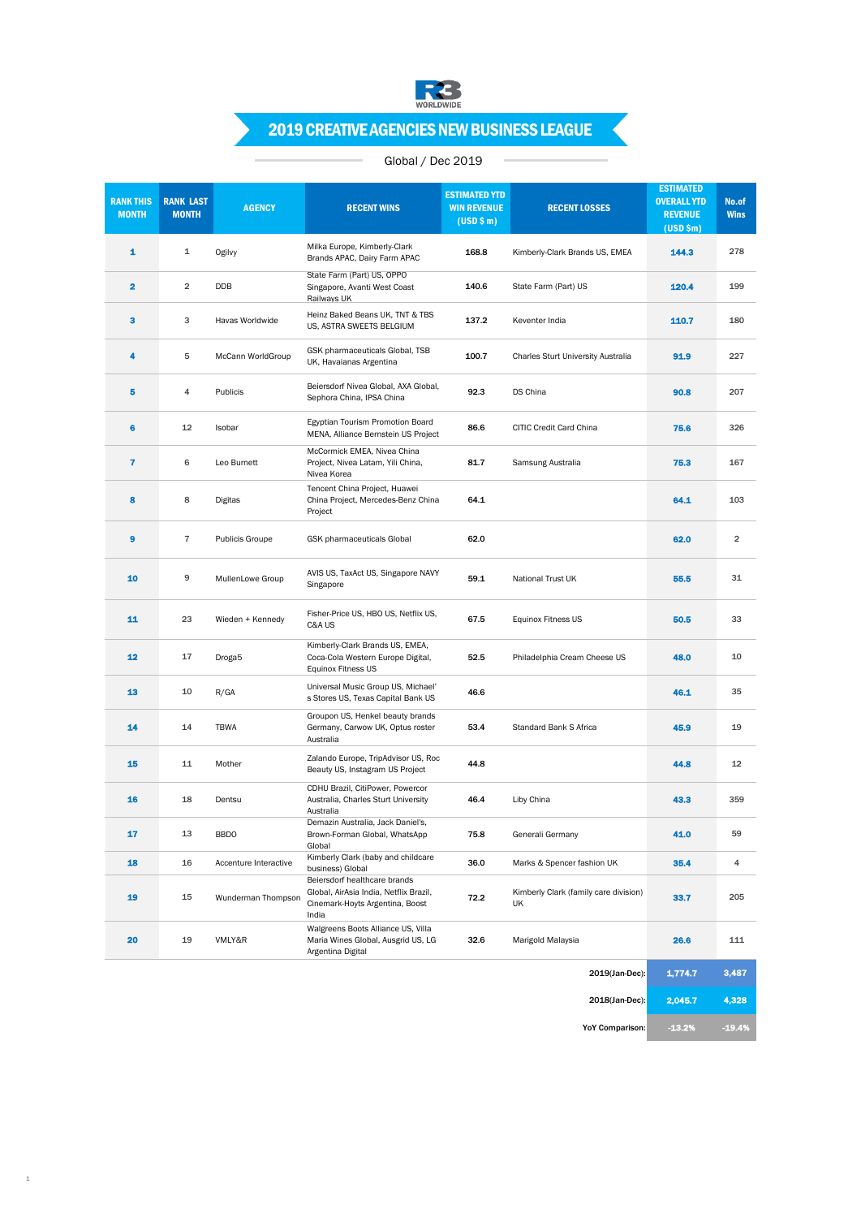# 2019 CREATIVE AGENCIES NEW BUSINESS LEAGUE

Global / Dec 2019

| RANK THIS MONTH | RANK LAST MONTH | AGENCY | RECENT WINS | ESTIMATED YTD WIN REVENUE (USD $ m) | RECENT LOSSES | ESTIMATED OVERALL YTD REVENUE (USD $m) | No.of Wins |
|---|---|---|---|---|---|---|---|
| 1 | 1 | Ogilvy | Milka Europe, Kimberly-Clark Brands APAC, Dairy Farm APAC | 168.8 | Kimberly-Clark Brands US, EMEA | 144.3 | 278 |
| 2 | 2 | DDB | State Farm (Part) US, OPPO Singapore, Avanti West Coast Railways UK | 140.6 | State Farm (Part) US | 120.4 | 199 |
| 3 | 3 | Havas Worldwide | Heinz Baked Beans UK, TNT & TBS US, ASTRA SWEETS BELGIUM | 137.2 | Keventer India | 110.7 | 180 |
| 4 | 5 | McCann WorldGroup | GSK pharmaceuticals Global, TSB UK, Havaianas Argentina | 100.7 | Charles Sturt University Australia | 91.9 | 227 |
| 5 | 4 | Publicis | Beiersdorf Nivea Global, AXA Global, Sephora China, IPSA China | 92.3 | DS China | 90.8 | 207 |
| 6 | 12 | Isobar | Egyptian Tourism Promotion Board MENA, Alliance Bernstein US Project | 86.6 | CITIC Credit Card China | 75.6 | 326 |
| 7 | 6 | Leo Burnett | McCormick EMEA, Nivea China Project, Nivea Latam, Yili China, Nivea Korea | 81.7 | Samsung Australia | 75.3 | 167 |
| 8 | 8 | Digitas | Tencent China Project, Huawei China Project, Mercedes-Benz China Project | 64.1 | | 64.1 | 103 |
| 9 | 7 | Publicis Groupe | GSK pharmaceuticals Global | 62.0 | | 62.0 | 2 |
| 10 | 9 | MullenLowe Group | AVIS US, TaxAct US, Singapore NAVY Singapore | 59.1 | National Trust UK | 55.5 | 31 |
| 11 | 23 | Wieden + Kennedy | Fisher-Price US, HBO US, Netflix US, C&A US | 67.5 | Equinox Fitness US | 50.5 | 33 |
| 12 | 17 | Droga5 | Kimberly-Clark Brands US, EMEA, Coca-Cola Western Europe Digital, Equinox Fitness US | 52.5 | Philadelphia Cream Cheese US | 48.0 | 10 |
| 13 | 10 | R/GA | Universal Music Group US, Michael's Stores US, Texas Capital Bank US | 46.6 | | 46.1 | 35 |
| 14 | 14 | TBWA | Groupon US, Henkel beauty brands Germany, Carwow UK, Optus roster Australia | 53.4 | Standard Bank S Africa | 45.9 | 19 |
| 15 | 11 | Mother | Zalando Europe, TripAdvisor US, Roc Beauty US, Instagram US Project | 44.8 | | 44.8 | 12 |
| 16 | 18 | Dentsu | CDHU Brazil, CitiPower, Powercor Australia, Charles Sturt University Australia | 46.4 | Liby China | 43.3 | 359 |
| 17 | 13 | BBDO | Demazin Australia, Jack Daniel's, Brown-Forman Global, WhatsApp Global | 75.8 | Generali Germany | 41.0 | 59 |
| 18 | 16 | Accenture Interactive | Kimberly Clark (baby and childcare business) Global | 36.0 | Marks & Spencer fashion UK | 35.4 | 4 |
| 19 | 15 | Wunderman Thompson | Beiersdorf healthcare brands Global, AirAsia India, Netflix Brazil, Cinemark-Hoyts Argentina, Boost India | 72.2 | Kimberly Clark (family care division) UK | 33.7 | 205 |
| 20 | 19 | VMLY&R | Walgreens Boots Alliance US, Villa Maria Wines Global, Ausgrid US, LG Argentina Digital | 32.6 | Marigold Malaysia | 26.6 | 111 |
| | | | | | 2019(Jan-Dec): | 1,774.7 | 3,487 |
| | | | | | 2018(Jan-Dec): | 2,045.7 | 4,328 |
| | | | | | YoY Comparison: | -13.2% | -19.4% |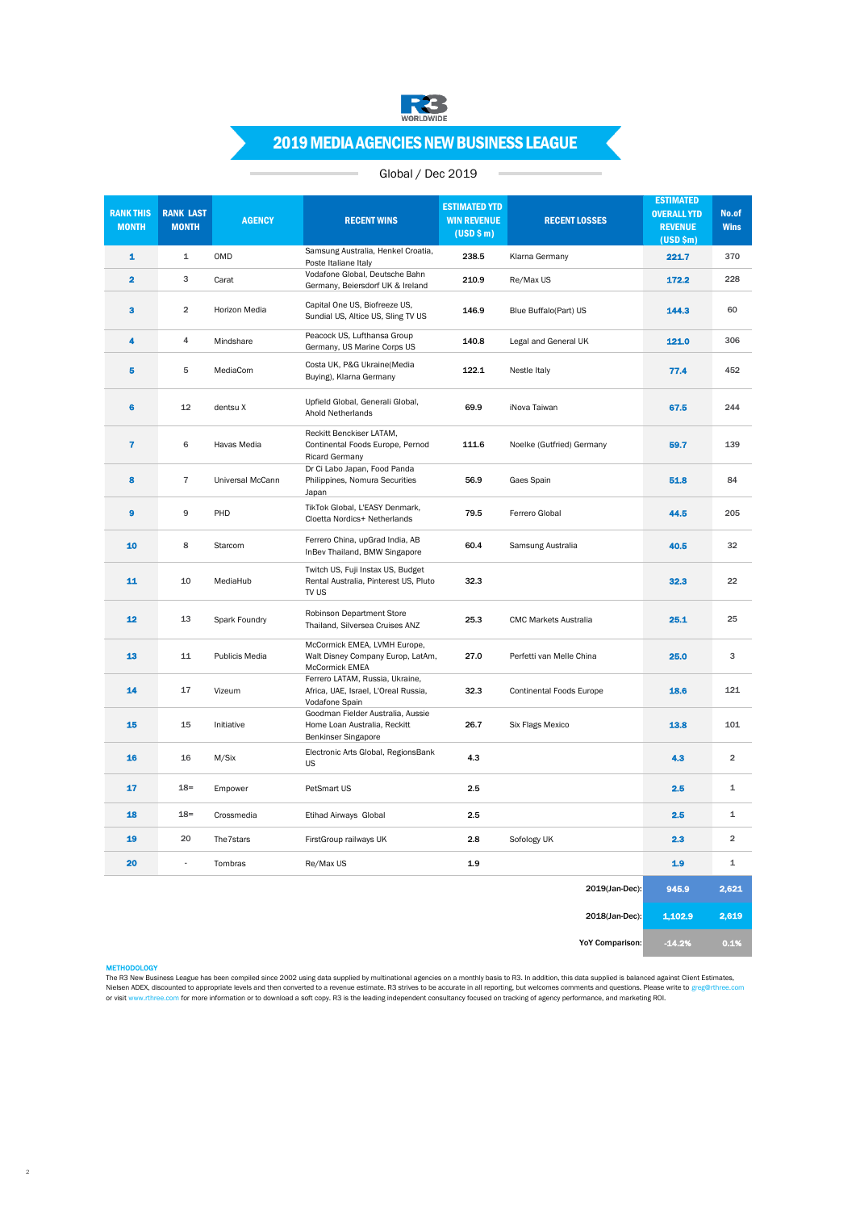R3 WORLDWIDE

# 2019 MEDIA AGENCIES NEW BUSINESS LEAGUE

Global / Dec 2019

| RANK THIS MONTH | RANK LAST MONTH | AGENCY | RECENT WINS | ESTIMATED YTD WIN REVENUE (USD $ m) | RECENT LOSSES | ESTIMATED OVERALL YTD REVENUE (USD $m) | No.of Wins |
|---|---|---|---|---|---|---|---|
| 1 | 1 | OMD | Samsung Australia, Henkel Croatia, Poste Italiane Italy | 238.5 | Klarna Germany | 221.7 | 370 |
| 2 | 3 | Carat | Vodafone Global, Deutsche Bahn Germany, Beiersdorf UK & Ireland | 210.9 | Re/Max US | 172.2 | 228 |
| 3 | 2 | Horizon Media | Capital One US, Biofreeze US, Sundial US, Altice US, Sling TV US | 146.9 | Blue Buffalo(Part) US | 144.3 | 60 |
| 4 | 4 | Mindshare | Peacock US, Lufthansa Group Germany, US Marine Corps US | 140.8 | Legal and General UK | 121.0 | 306 |
| 5 | 5 | MediaCom | Costa UK, P&G Ukraine(Media Buying), Klarna Germany | 122.1 | Nestle Italy | 77.4 | 452 |
| 6 | 12 | dentsu X | Upfield Global, Generali Global, Ahold Netherlands | 69.9 | iNova Taiwan | 67.5 | 244 |
| 7 | 6 | Havas Media | Reckitt Benckiser LATAM, Continental Foods Europe, Pernod Ricard Germany | 111.6 | Noelke (Gutfried) Germany | 59.7 | 139 |
| 8 | 7 | Universal McCann | Dr Ci Labo Japan, Food Panda Philippines, Nomura Securities Japan | 56.9 | Gaes Spain | 51.8 | 84 |
| 9 | 9 | PHD | TikTok Global, L'EASY Denmark, Cloetta Nordics+ Netherlands | 79.5 | Ferrero Global | 44.5 | 205 |
| 10 | 8 | Starcom | Ferrero China, upGrad India, AB InBev Thailand, BMW Singapore | 60.4 | Samsung Australia | 40.5 | 32 |
| 11 | 10 | MediaHub | Twitch US, Fuji Instax US, Budget Rental Australia, Pinterest US, Pluto TV US | 32.3 | | 32.3 | 22 |
| 12 | 13 | Spark Foundry | Robinson Department Store Thailand, Silversea Cruises ANZ | 25.3 | CMC Markets Australia | 25.1 | 25 |
| 13 | 11 | Publicis Media | McCormick EMEA, LVMH Europe, Walt Disney Company Europ, LatAm, McCormick EMEA | 27.0 | Perfetti van Melle China | 25.0 | 3 |
| 14 | 17 | Vizeum | Ferrero LATAM, Russia, Ukraine, Africa, UAE, Israel, L'Oreal Russia, Vodafone Spain | 32.3 | Continental Foods Europe | 18.6 | 121 |
| 15 | 15 | Initiative | Goodman Fielder Australia, Aussie Home Loan Australia, Reckitt Benkinser Singapore | 26.7 | Six Flags Mexico | 13.8 | 101 |
| 16 | 16 | M/Six | Electronic Arts Global, RegionsBank US | 4.3 | | 4.3 | 2 |
| 17 | 18= | Empower | PetSmart US | 2.5 | | 2.5 | 1 |
| 18 | 18= | Crossmedia | Etihad Airways Global | 2.5 | | 2.5 | 1 |
| 19 | 20 | The7stars | FirstGroup railways UK | 2.8 | Sofology UK | 2.3 | 2 |
| 20 | - | Tombras | Re/Max US | 1.9 | | 1.9 | 1 |
| | | | | | 2019(Jan-Dec): | 945.9 | 2,621 |
| | | | | | 2018(Jan-Dec): | 1,102.9 | 2,619 |
| | | | | | YoY Comparison: | -14.2% | 0.1% |

**METHODOLOGY**

The R3 New Business League has been compiled since 2002 using data supplied by multinational agencies on a monthly basis to R3. In addition, this data supplied is balanced against Client Estimates, Nielsen ADEX, discounted to appropriate levels and then converted to a revenue estimate. R3 strives to be accurate in all reporting, but welcomes comments and questions. Please write to greg@rthree.com or visit www.rthree.com for more information or to download a soft copy. R3 is the leading independent consultancy focused on tracking of agency performance, and marketing ROI.